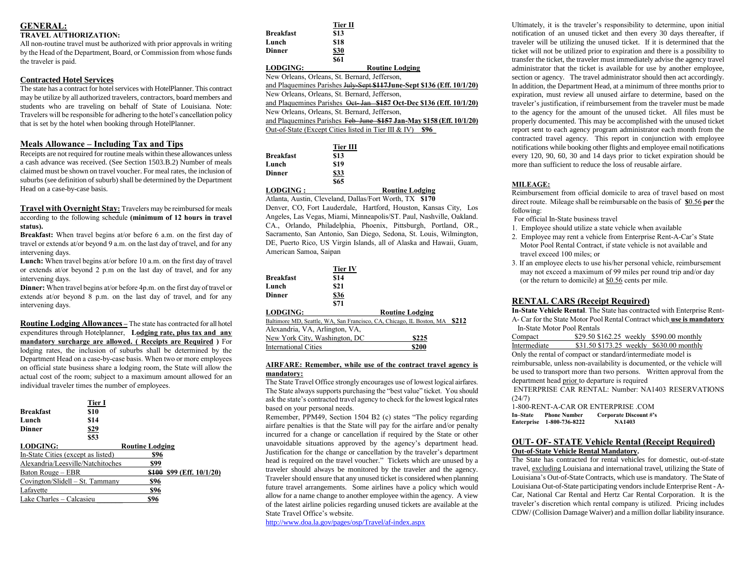## GENERAL:

### TRAVEL AUTHORIZATION:

All non-routine travel must be authorized with prior approvals in writing by the Head of the Department, Board, or Commission from whose funds the traveler is paid.

### Contracted Hotel Services

The state has a contract for hotel services with HotelPlanner. This contract may be utilize by all authorized travelers, contractors, board members and students who are traveling on behalf of State of Louisiana. Note: Travelers will be responsible for adhering to the hotel's cancellation policy that is set by the hotel when booking through HotelPlanner.

### Meals Allowance – Including Tax and Tips

Receipts are not required for routine meals within these allowances unless a cash advance was received. (See Section 1503.B.2) Number of meals claimed must be shown on travel voucher. For meal rates, the inclusion of suburbs (see definition of suburb) shall be determined by the Department Head on a case-by-case basis.

**Travel with Overnight Stay:** Travelers may be reimbursed for meals according to the following schedule **(minimum of 12 hours in travel status).**

**Breakfast:** When travel begins at/or before 6 a.m. on the first day of travel or extends at/or beyond 9 a.m. on the last day of travel, and for any intervening days.

**Lunch:** When travel begins at/or before 10 a.m. on the first day of travel or extends at/or beyond 2 p.m on the last day of travel, and for any intervening days.

**Dinner:** When travel begins at/or before 4p.m. on the first day of travel or extends at/or beyond 8 p.m. on the last day of travel, and for any intervening days.

**Routine Lodging Allowances –** The state has contracted for all hotel expenditures through Hotelplanner, **Lodging rate, plus tax and any mandatory surcharge are allowed. ( Receipts are Required )** For lodging rates, the inclusion of suburbs shall be determined by the Department Head on a case-by-case basis. When two or more employees on official state business share a lodging room, the State will allow the actual cost of the room; subject to a maximum amount allowed for an individual traveler times the number of employees.

| | Tier I |
|---|---|
| **Breakfast** | $10 |
| **Lunch** | $14 |
| **Dinner** | $29 |
| | $53 |

| LODGING: | Routine Lodging |
|---|---|
| In-State Cities (except as listed) | $96 |
| Alexandria/Leesville/Natchitoches | $99 |
| Baton Rouge – EBR | ~~$100~~ $99 (Eff. 10/1/20) |
| Covington/Slidell – St. Tammany | $96 |
| Lafayette | $96 |
| Lake Charles – Calcasieu | $96 |

| | Tier II |
|---|---|
| **Breakfast** | $13 |
| **Lunch** | $18 |
| **Dinner** | $30 |
| | $61 |

| LODGING: | Routine Lodging |
|---|---|
| New Orleans, Orleans, St. Bernard, Jefferson, and Plaquemines Parishes ~~July-Sept $117~~ | June-Sept $136 (Eff. 10/1/20) |
| New Orleans, Orleans, St. Bernard, Jefferson, and Plaquemines Parishes ~~Oct- Jan $157~~ | Oct-Dec $136 (Eff. 10/1/20) |
| New Orleans, Orleans, St. Bernard, Jefferson, and Plaquemines Parishes ~~Feb- June $157~~ | Jan-May $158 (Eff. 10/1/20) |
| Out-of-State (Except Cities listed in Tier III & IV) | $96 |

| | Tier III |
|---|---|
| **Breakfast** | $13 |
| **Lunch** | $19 |
| **Dinner** | $33 |
| | $65 |

| LODGING : | Routine Lodging |
|---|---|
| Atlanta, Austin, Cleveland, Dallas/Fort Worth, TX | $170 |

Denver, CO, Fort Lauderdale, Hartford, Houston, Kansas City, Los Angeles, Las Vegas, Miami, Minneapolis/ST. Paul, Nashville, Oakland. CA., Orlando, Philadelphia, Phoenix, Pittsburgh, Portland, OR., Sacramento, San Antonio, San Diego, Sedona, St. Louis, Wilmington, DE, Puerto Rico, US Virgin Islands, all of Alaska and Hawaii, Guam, American Samoa, Saipan

| | Tier IV |
|---|---|
| **Breakfast** | $14 |
| **Lunch** | $21 |
| **Dinner** | $36 |
| | $71 |

| LODGING: | Routine Lodging |
|---|---|
| Baltimore MD, Seattle, WA, San Francisco, CA, Chicago, IL Boston, MA | $212 |
| Alexandria, VA, Arlington, VA, New York City, Washington, DC | $225 |
| International Cities | $200 |

### AIRFARE: Remember, while use of the contract travel agency is mandatory:

The State Travel Office strongly encourages use of lowest logical airfares. The State always supports purchasing the "best value" ticket. You should ask the state's contracted travel agency to check for the lowest logical rates based on your personal needs.

Remember, PPM49, Section 1504 B2 (c) states "The policy regarding airfare penalties is that the State will pay for the airfare and/or penalty incurred for a change or cancellation if required by the State or other unavoidable situations approved by the agency's department head. Justification for the change or cancellation by the traveler's department head is required on the travel voucher." Tickets which are unused by a traveler should always be monitored by the traveler and the agency. Traveler should ensure that any unused ticket is considered when planning future travel arrangements. Some airlines have a policy which would allow for a name change to another employee within the agency. A view of the latest airline policies regarding unused tickets are available at the State Travel Office's website.

http://www.doa.la.gov/pages/osp/Travel/af-index.aspx

Ultimately, it is the traveler's responsibility to determine, upon initial notification of an unused ticket and then every 30 days thereafter, if traveler will be utilizing the unused ticket. If it is determined that the ticket will not be utilized prior to expiration and there is a possibility to transfer the ticket, the traveler must immediately advise the agency travel administrator that the ticket is available for use by another employee, section or agency. The travel administrator should then act accordingly. In addition, the Department Head, at a minimum of three months prior to expiration, must review all unused airfare to determine, based on the traveler's justification, if reimbursement from the traveler must be made to the agency for the amount of the unused ticket. All files must be properly documented. This may be accomplished with the unused ticket report sent to each agency program administrator each month from the contracted travel agency. This report in conjunction with employee notifications while booking other flights and employee email notifications every 120, 90, 60, 30 and 14 days prior to ticket expiration should be more than sufficient to reduce the loss of reusable airfare.

### MILEAGE:

Reimbursement from official domicile to area of travel based on most direct route. Mileage shall be reimbursable on the basis of **$0.56 per** the following:

For official In-State business travel

1. Employee should utilize a state vehicle when available
2. Employee may rent a vehicle from Enterprise Rent-A-Car's State Motor Pool Rental Contract, if state vehicle is not available and travel exceed 100 miles; or
3. If an employee elects to use his/her personal vehicle, reimbursement may not exceed a maximum of 99 miles per round trip and/or day (or the return to domicile) at $0.56 cents per mile.

### RENTAL CARS (Receipt Required)

**In-State Vehicle Rental**. The State has contracted with Enterprise Rent-A- Car for the State Motor Pool Rental Contract which **use is mandatory**

In-State Motor Pool Rentals

| | | | |
|---|---|---|---|
| Compact | $29.50 | $162.25 weekly | $590.00 monthly |
| Intermediate | $31.50 | $173.25 weekly | $630.00 monthly |

Only the rental of compact or standard/intermediate model is reimbursable, unless non-availability is documented, or the vehicle will be used to transport more than two persons. Written approval from the department head prior to departure is required

ENTERPRISE CAR RENTAL: Number: NA1403 RESERVATIONS (24/7)

1-800-RENT-A-CAR OR ENTERPRISE .COM

| In–State | Phone Number | Corporate Discount #'s |
|---|---|---|
| Enterprise | 1-800-736-8222 | NA1403 |

### OUT- OF- STATE Vehicle Rental (Receipt Required)

**Out-of-State Vehicle Rental Mandatory.**

The State has contracted for rental vehicles for domestic, out-of-state travel, excluding Louisiana and international travel, utilizing the State of Louisiana's Out-of-State Contracts, which use is mandatory. The State of Louisiana Out-of-State participating vendors include Enterprise Rent - A-Car, National Car Rental and Hertz Car Rental Corporation. It is the traveler's discretion which rental company is utilized. Pricing includes CDW/ (Collision Damage Waiver) and a million dollar liability insurance.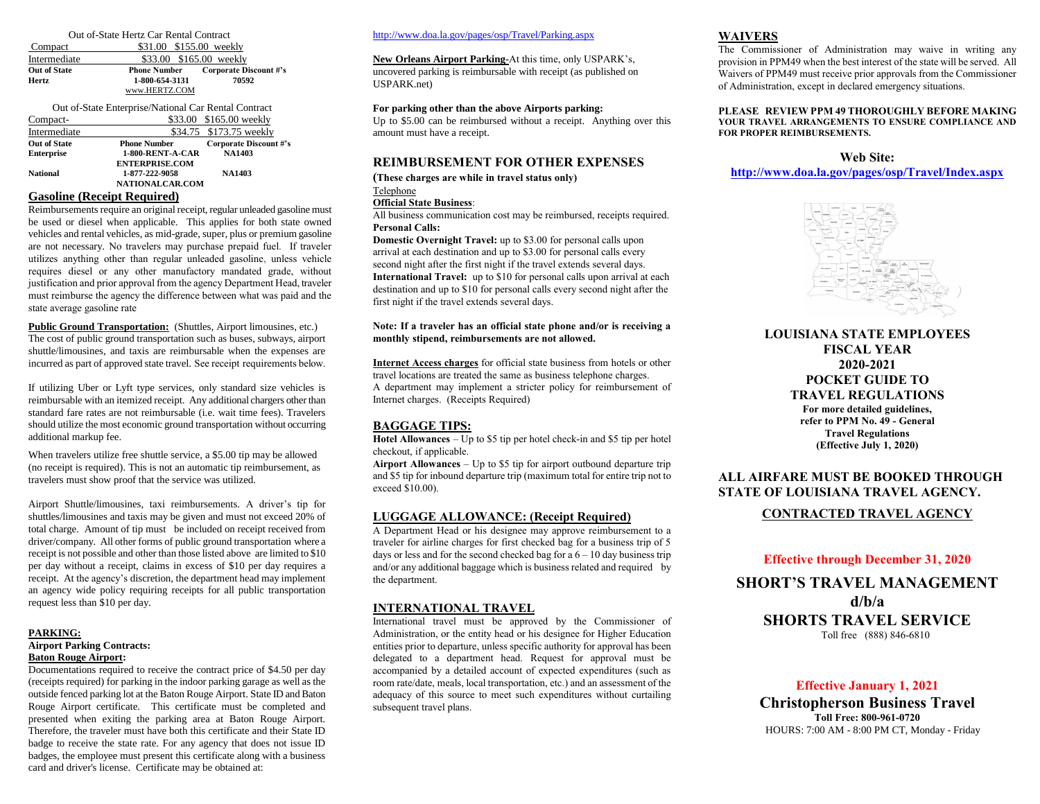Out of-State Hertz Car Rental Contract

| | | |
|---|---|---|
| Compact | $31.00 $155.00 weekly | |
| Intermediate | $33.00 $165.00 weekly | |
| **Out of State** | **Phone Number** | **Corporate Discount #'s** |
| **Hertz** | **1-800-654-3131** | **70592** |
| | www.HERTZ.COM | |

Out of-State Enterprise/National Car Rental Contract

| | | |
|---|---|---|
| Compact- | $33.00 $165.00 weekly | |
| Intermediate | $34.75 $173.75 weekly | |
| **Out of State** | **Phone Number** | **Corporate Discount #'s** |
| **Enterprise** | **1-800-RENT-A-CAR** | **NA1403** |
| | **ENTERPRISE.COM** | |
| **National** | **1-877-222-9058** | **NA1403** |
| | **NATIONALCAR.COM** | |

## Gasoline (Receipt Required)

Reimbursements require an original receipt, regular unleaded gasoline must be used or diesel when applicable. This applies for both state owned vehicles and rental vehicles, as mid-grade, super, plus or premium gasoline are not necessary. No travelers may purchase prepaid fuel. If traveler utilizes anything other than regular unleaded gasoline, unless vehicle requires diesel or any other manufactory mandated grade, without justification and prior approval from the agency Department Head, traveler must reimburse the agency the difference between what was paid and the state average gasoline rate

**Public Ground Transportation:** (Shuttles, Airport limousines, etc.) The cost of public ground transportation such as buses, subways, airport shuttle/limousines, and taxis are reimbursable when the expenses are incurred as part of approved state travel. See receipt requirements below.

If utilizing Uber or Lyft type services, only standard size vehicles is reimbursable with an itemized receipt. Any additional chargers other than standard fare rates are not reimbursable (i.e. wait time fees). Travelers should utilize the most economic ground transportation without occurring additional markup fee.

When travelers utilize free shuttle service, a $5.00 tip may be allowed (no receipt is required). This is not an automatic tip reimbursement, as travelers must show proof that the service was utilized.

Airport Shuttle/limousines, taxi reimbursements. A driver's tip for shuttles/limousines and taxis may be given and must not exceed 20% of total charge. Amount of tip must be included on receipt received from driver/company. All other forms of public ground transportation where a receipt is not possible and other than those listed above are limited to $10 per day without a receipt, claims in excess of $10 per day requires a receipt. At the agency's discretion, the department head may implement an agency wide policy requiring receipts for all public transportation request less than $10 per day.

**PARKING:**

**Airport Parking Contracts:**

**Baton Rouge Airport:**

Documentations required to receive the contract price of $4.50 per day (receipts required) for parking in the indoor parking garage as well as the outside fenced parking lot at the Baton Rouge Airport. State ID and Baton Rouge Airport certificate. This certificate must be completed and presented when exiting the parking area at Baton Rouge Airport. Therefore, the traveler must have both this certificate and their State ID badge to receive the state rate. For any agency that does not issue ID badges, the employee must present this certificate along with a business card and driver's license. Certificate may be obtained at:

http://www.doa.la.gov/pages/osp/Travel/Parking.aspx

**New Orleans Airport Parking-**At this time, only USPARK's, uncovered parking is reimbursable with receipt (as published on USPARK.net)

**For parking other than the above Airports parking:**
Up to $5.00 can be reimbursed without a receipt. Anything over this amount must have a receipt.

## REIMBURSEMENT FOR OTHER EXPENSES

**(These charges are while in travel status only)**

Telephone

**Official State Business**:
All business communication cost may be reimbursed, receipts required.

**Personal Calls:**

**Domestic Overnight Travel:** up to $3.00 for personal calls upon arrival at each destination and up to $3.00 for personal calls every second night after the first night if the travel extends several days.

**International Travel:** up to $10 for personal calls upon arrival at each destination and up to $10 for personal calls every second night after the first night if the travel extends several days.

**Note: If a traveler has an official state phone and/or is receiving a monthly stipend, reimbursements are not allowed.**

**Internet Access charges** for official state business from hotels or other travel locations are treated the same as business telephone charges. A department may implement a stricter policy for reimbursement of Internet charges. (Receipts Required)

## BAGGAGE TIPS:

**Hotel Allowances** – Up to $5 tip per hotel check-in and $5 tip per hotel checkout, if applicable.

**Airport Allowances** – Up to $5 tip for airport outbound departure trip and $5 tip for inbound departure trip (maximum total for entire trip not to exceed $10.00).

## LUGGAGE ALLOWANCE: (Receipt Required)

A Department Head or his designee may approve reimbursement to a traveler for airline charges for first checked bag for a business trip of 5 days or less and for the second checked bag for a 6 – 10 day business trip and/or any additional baggage which is business related and required by the department.

## INTERNATIONAL TRAVEL

International travel must be approved by the Commissioner of Administration, or the entity head or his designee for Higher Education entities prior to departure, unless specific authority for approval has been delegated to a department head. Request for approval must be accompanied by a detailed account of expected expenditures (such as room rate/date, meals, local transportation, etc.) and an assessment of the adequacy of this source to meet such expenditures without curtailing subsequent travel plans.

## WAIVERS

The Commissioner of Administration may waive in writing any provision in PPM49 when the best interest of the state will be served. All Waivers of PPM49 must receive prior approvals from the Commissioner of Administration, except in declared emergency situations.

**PLEASE REVIEW PPM 49 THOROUGHLY BEFORE MAKING YOUR TRAVEL ARRANGEMENTS TO ENSURE COMPLIANCE AND FOR PROPER REIMBURSEMENTS.**

**Web Site:**
**http://www.doa.la.gov/pages/osp/Travel/Index.aspx**

# LOUISIANA STATE EMPLOYEES FISCAL YEAR 2020-2021 POCKET GUIDE TO TRAVEL REGULATIONS

**For more detailed guidelines, refer to PPM No. 49 - General Travel Regulations (Effective July 1, 2020)**

**ALL AIRFARE MUST BE BOOKED THROUGH STATE OF LOUISIANA TRAVEL AGENCY.**

**CONTRACTED TRAVEL AGENCY**

**Effective through December 31, 2020**

**SHORT'S TRAVEL MANAGEMENT d/b/a SHORTS TRAVEL SERVICE**

Toll free (888) 846-6810

**Effective January 1, 2021**

**Christopherson Business Travel**

**Toll Free: 800-961-0720**

HOURS: 7:00 AM - 8:00 PM CT, Monday - Friday